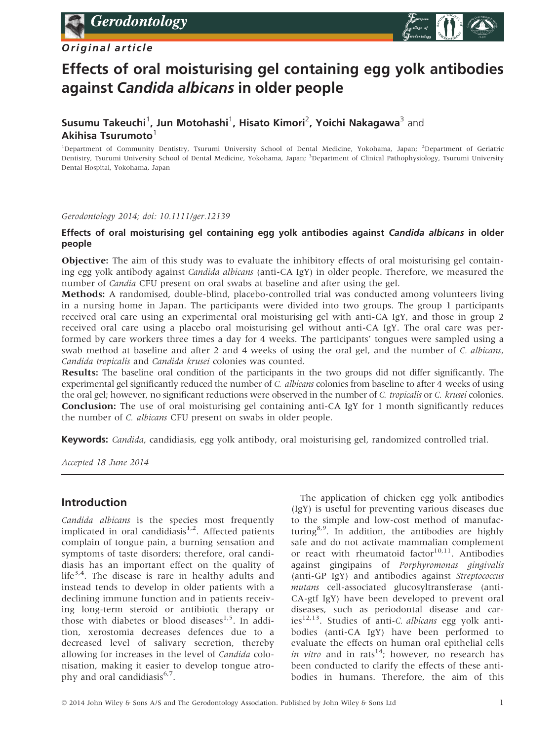*Original article*

# Effects of oral moisturising gel containing egg yolk antibodies against *Candida albicans* in older people

**Susumu Takeuchi[1], Jun Motohashi[1], Hisato Kimori[2], Yoichi Nakagawa[3] and Akihisa Tsurumoto[1]**

[1]Department of Community Dentistry, Tsurumi University School of Dental Medicine, Yokohama, Japan; [2]Department of Geriatric Dentistry, Tsurumi University School of Dental Medicine, Yokohama, Japan; [3]Department of Clinical Pathophysiology, Tsurumi University Dental Hospital, Yokohama, Japan

*Gerodontology 2014; doi: 10.1111/ger.12139*

**Effects of oral moisturising gel containing egg yolk antibodies against *Candida albicans* in older people**

**Objective:** The aim of this study was to evaluate the inhibitory effects of oral moisturising gel containing egg yolk antibody against *Candida albicans* (anti-CA IgY) in older people. Therefore, we measured the number of *Candia* CFU present on oral swabs at baseline and after using the gel.

**Methods:** A randomised, double-blind, placebo-controlled trial was conducted among volunteers living in a nursing home in Japan. The participants were divided into two groups. The group 1 participants received oral care using an experimental oral moisturising gel with anti-CA IgY, and those in group 2 received oral care using a placebo oral moisturising gel without anti-CA IgY. The oral care was performed by care workers three times a day for 4 weeks. The participants' tongues were sampled using a swab method at baseline and after 2 and 4 weeks of using the oral gel, and the number of *C. albicans*, *Candida tropicalis* and *Candida krusei* colonies was counted.

**Results:** The baseline oral condition of the participants in the two groups did not differ significantly. The experimental gel significantly reduced the number of *C. albicans* colonies from baseline to after 4 weeks of using the oral gel; however, no significant reductions were observed in the number of *C. tropicalis* or *C. krusei* colonies.

**Conclusion:** The use of oral moisturising gel containing anti-CA IgY for 1 month significantly reduces the number of *C. albicans* CFU present on swabs in older people.

**Keywords:** *Candida*, candidiasis, egg yolk antibody, oral moisturising gel, randomized controlled trial.

*Accepted 18 June 2014*

## Introduction

*Candida albicans* is the species most frequently implicated in oral candidiasis[1,2]. Affected patients complain of tongue pain, a burning sensation and symptoms of taste disorders; therefore, oral candidiasis has an important effect on the quality of life[3,4]. The disease is rare in healthy adults and instead tends to develop in older patients with a declining immune function and in patients receiving long-term steroid or antibiotic therapy or those with diabetes or blood diseases[1,5]. In addition, xerostomia decreases defences due to a decreased level of salivary secretion, thereby allowing for increases in the level of *Candida* colonisation, making it easier to develop tongue atrophy and oral candidiasis[6,7].

The application of chicken egg yolk antibodies (IgY) is useful for preventing various diseases due to the simple and low-cost method of manufacturing[8,9]. In addition, the antibodies are highly safe and do not activate mammalian complement or react with rheumatoid factor[10,11]. Antibodies against gingipains of *Porphyromonas gingivalis* (anti-GP IgY) and antibodies against *Streptococcus mutans* cell-associated glucosyltransferase (anti-CA-gtf IgY) have been developed to prevent oral diseases, such as periodontal disease and caries[12,13]. Studies of anti-*C. albicans* egg yolk antibodies (anti-CA IgY) have been performed to evaluate the effects on human oral epithelial cells *in vitro* and in rats[14]; however, no research has been conducted to clarify the effects of these antibodies in humans. Therefore, the aim of this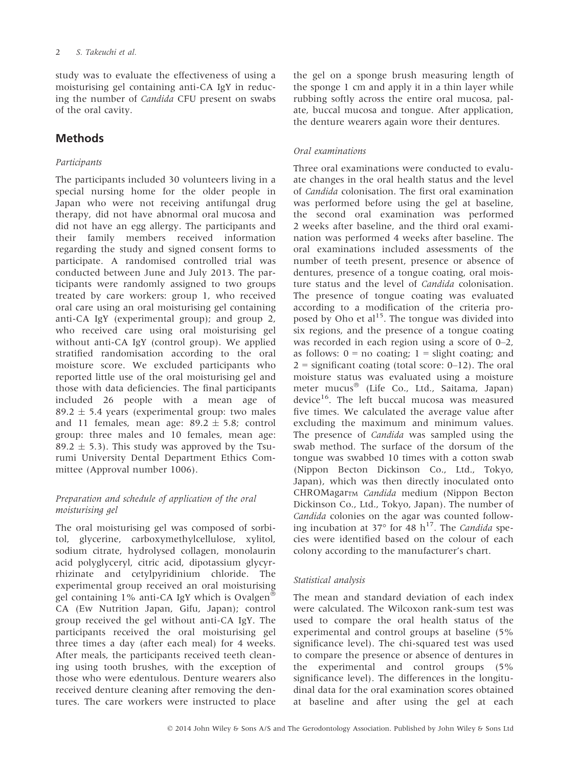study was to evaluate the effectiveness of using a moisturising gel containing anti-CA IgY in reducing the number of *Candida* CFU present on swabs of the oral cavity.

## Methods

### *Participants*

The participants included 30 volunteers living in a special nursing home for the older people in Japan who were not receiving antifungal drug therapy, did not have abnormal oral mucosa and did not have an egg allergy. The participants and their family members received information regarding the study and signed consent forms to participate. A randomised controlled trial was conducted between June and July 2013. The participants were randomly assigned to two groups treated by care workers: group 1, who received oral care using an oral moisturising gel containing anti-CA IgY (experimental group); and group 2, who received care using oral moisturising gel without anti-CA IgY (control group). We applied stratified randomisation according to the oral moisture score. We excluded participants who reported little use of the oral moisturising gel and those with data deficiencies. The final participants included 26 people with a mean age of $89.2 \pm 5.4$ years (experimental group: two males and 11 females, mean age: $89.2 \pm 5.8$; control group: three males and 10 females, mean age: $89.2 \pm 5.3$). This study was approved by the Tsurumi University Dental Department Ethics Committee (Approval number 1006).

### *Preparation and schedule of application of the oral moisturising gel*

The oral moisturising gel was composed of sorbitol, glycerine, carboxymethylcellulose, xylitol, sodium citrate, hydrolysed collagen, monolaurin acid polyglyceryl, citric acid, dipotassium glycyrrhizinate and cetylpyridinium chloride. The experimental group received an oral moisturising gel containing 1% anti-CA IgY which is Ovalgen® CA (Ew Nutrition Japan, Gifu, Japan); control group received the gel without anti-CA IgY. The participants received the oral moisturising gel three times a day (after each meal) for 4 weeks. After meals, the participants received teeth cleaning using tooth brushes, with the exception of those who were edentulous. Denture wearers also received denture cleaning after removing the dentures. The care workers were instructed to place the gel on a sponge brush measuring length of the sponge 1 cm and apply it in a thin layer while rubbing softly across the entire oral mucosa, palate, buccal mucosa and tongue. After application, the denture wearers again wore their dentures.

### *Oral examinations*

Three oral examinations were conducted to evaluate changes in the oral health status and the level of *Candida* colonisation. The first oral examination was performed before using the gel at baseline, the second oral examination was performed 2 weeks after baseline, and the third oral examination was performed 4 weeks after baseline. The oral examinations included assessments of the number of teeth present, presence or absence of dentures, presence of a tongue coating, oral moisture status and the level of *Candida* colonisation. The presence of tongue coating was evaluated according to a modification of the criteria proposed by Oho et al[15]. The tongue was divided into six regions, and the presence of a tongue coating was recorded in each region using a score of 0–2, as follows: 0 = no coating; 1 = slight coating; and 2 = significant coating (total score: 0–12). The oral moisture status was evaluated using a moisture meter mucus® (Life Co., Ltd., Saitama, Japan) device[16]. The left buccal mucosa was measured five times. We calculated the average value after excluding the maximum and minimum values. The presence of *Candida* was sampled using the swab method. The surface of the dorsum of the tongue was swabbed 10 times with a cotton swab (Nippon Becton Dickinson Co., Ltd., Tokyo, Japan), which was then directly inoculated onto CHROMagar™ *Candida* medium (Nippon Becton Dickinson Co., Ltd., Tokyo, Japan). The number of *Candida* colonies on the agar was counted following incubation at 37° for 48 h[17]. The *Candida* species were identified based on the colour of each colony according to the manufacturer's chart.

### *Statistical analysis*

The mean and standard deviation of each index were calculated. The Wilcoxon rank-sum test was used to compare the oral health status of the experimental and control groups at baseline (5% significance level). The chi-squared test was used to compare the presence or absence of dentures in the experimental and control groups (5% significance level). The differences in the longitudinal data for the oral examination scores obtained at baseline and after using the gel at each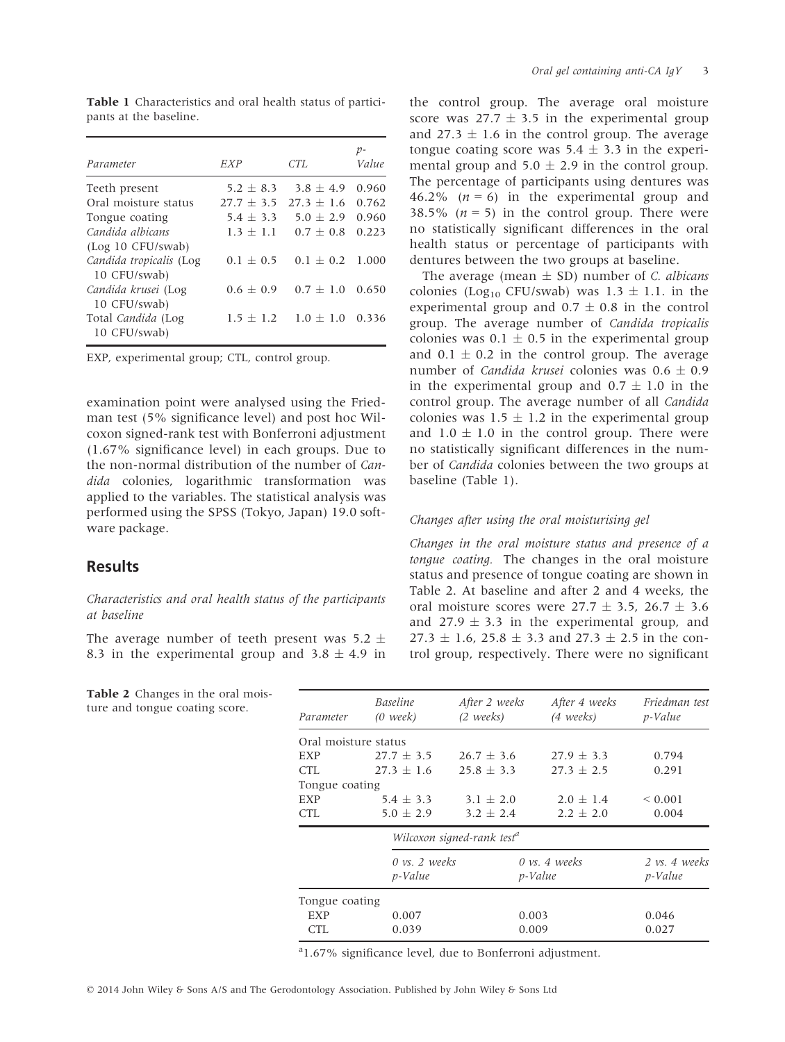**Table 1** Characteristics and oral health status of participants at the baseline.

| Parameter | EXP | CTL | p-Value |
|---|---|---|---|
| Teeth present | 5.2 ± 8.3 | 3.8 ± 4.9 | 0.960 |
| Oral moisture status | 27.7 ± 3.5 | 27.3 ± 1.6 | 0.762 |
| Tongue coating | 5.4 ± 3.3 | 5.0 ± 2.9 | 0.960 |
| *Candida albicans* (Log 10 CFU/swab) | 1.3 ± 1.1 | 0.7 ± 0.8 | 0.223 |
| *Candida tropicalis* (Log 10 CFU/swab) | 0.1 ± 0.5 | 0.1 ± 0.2 | 1.000 |
| *Candida krusei* (Log 10 CFU/swab) | 0.6 ± 0.9 | 0.7 ± 1.0 | 0.650 |
| Total *Candida* (Log 10 CFU/swab) | 1.5 ± 1.2 | 1.0 ± 1.0 | 0.336 |

EXP, experimental group; CTL, control group.

examination point were analysed using the Friedman test (5% significance level) and post hoc Wilcoxon signed-rank test with Bonferroni adjustment (1.67% significance level) in each groups. Due to the non-normal distribution of the number of *Candida* colonies, logarithmic transformation was applied to the variables. The statistical analysis was performed using the SPSS (Tokyo, Japan) 19.0 software package.

## Results

### *Characteristics and oral health status of the participants at baseline*

The average number of teeth present was 5.2 ± 8.3 in the experimental group and 3.8 ± 4.9 in the control group. The average oral moisture score was 27.7 ± 3.5 in the experimental group and 27.3 ± 1.6 in the control group. The average tongue coating score was 5.4 ± 3.3 in the experimental group and 5.0 ± 2.9 in the control group. The percentage of participants using dentures was 46.2% ($n = 6$) in the experimental group and 38.5% ($n = 5$) in the control group. There were no statistically significant differences in the oral health status or percentage of participants with dentures between the two groups at baseline.

The average (mean ± SD) number of *C. albicans* colonies ($Log_{10}$ CFU/swab) was 1.3 ± 1.1. in the experimental group and 0.7 ± 0.8 in the control group. The average number of *Candida tropicalis* colonies was 0.1 ± 0.5 in the experimental group and 0.1 ± 0.2 in the control group. The average number of *Candida krusei* colonies was 0.6 ± 0.9 in the experimental group and 0.7 ± 1.0 in the control group. The average number of all *Candida* colonies was 1.5 ± 1.2 in the experimental group and 1.0 ± 1.0 in the control group. There were no statistically significant differences in the number of *Candida* colonies between the two groups at baseline (Table 1).

### *Changes after using the oral moisturising gel*

*Changes in the oral moisture status and presence of a tongue coating.* The changes in the oral moisture status and presence of tongue coating are shown in Table 2. At baseline and after 2 and 4 weeks, the oral moisture scores were 27.7 ± 3.5, 26.7 ± 3.6 and 27.9 ± 3.3 in the experimental group, and 27.3 ± 1.6, 25.8 ± 3.3 and 27.3 ± 2.5 in the control group, respectively. There were no significant

**Table 2** Changes in the oral moisture and tongue coating score.

| Parameter | Baseline (0 week) | After 2 weeks (2 weeks) | After 4 weeks (4 weeks) | Friedman test p-Value |
|---|---|---|---|---|
| Oral moisture status | | | | |
| EXP | 27.7 ± 3.5 | 26.7 ± 3.6 | 27.9 ± 3.3 | 0.794 |
| CTL | 27.3 ± 1.6 | 25.8 ± 3.3 | 27.3 ± 2.5 | 0.291 |
| Tongue coating | | | | |
| EXP | 5.4 ± 3.3 | 3.1 ± 2.0 | 2.0 ± 1.4 | < 0.001 |
| CTL | 5.0 ± 2.9 | 3.2 ± 2.4 | 2.2 ± 2.0 | 0.004 |

| | Wilcoxon signed-rank test[a] | | |
|---|---|---|---|
| | 0 vs. 2 weeks p-Value | 0 vs. 4 weeks p-Value | 2 vs. 4 weeks p-Value |
| Tongue coating | | | |
| EXP | 0.007 | 0.003 | 0.046 |
| CTL | 0.039 | 0.009 | 0.027 |

[a]1.67% significance level, due to Bonferroni adjustment.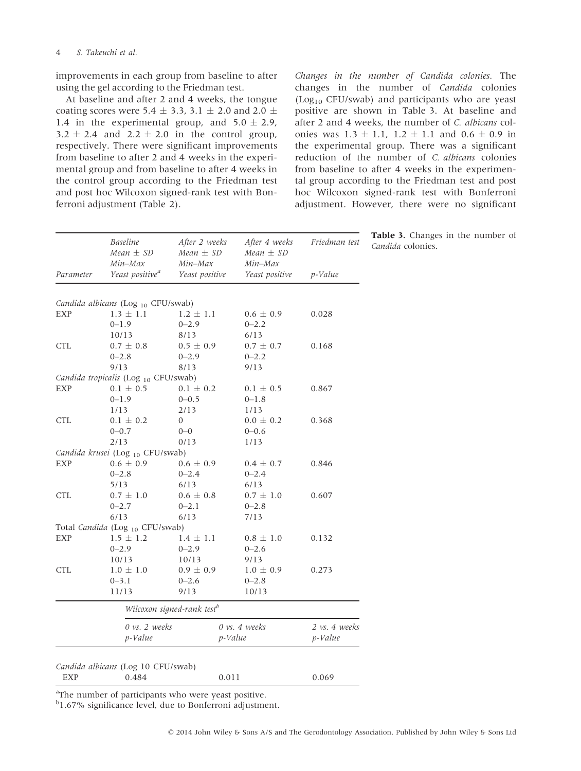improvements in each group from baseline to after using the gel according to the Friedman test.

At baseline and after 2 and 4 weeks, the tongue coating scores were 5.4 ± 3.3, 3.1 ± 2.0 and 2.0 ± 1.4 in the experimental group, and 5.0 ± 2.9, 3.2 ± 2.4 and 2.2 ± 2.0 in the control group, respectively. There were significant improvements from baseline to after 2 and 4 weeks in the experimental group and from baseline to after 4 weeks in the control group according to the Friedman test and post hoc Wilcoxon signed-rank test with Bonferroni adjustment (Table 2).

*Changes in the number of Candida colonies.* The changes in the number of *Candida* colonies ($Log_{10}$ CFU/swab) and participants who are yeast positive are shown in Table 3. At baseline and after 2 and 4 weeks, the number of *C. albicans* colonies was 1.3 ± 1.1, 1.2 ± 1.1 and 0.6 ± 0.9 in the experimental group. There was a significant reduction of the number of *C. albicans* colonies from baseline to after 4 weeks in the experimental group according to the Friedman test and post hoc Wilcoxon signed-rank test with Bonferroni adjustment. However, there were no significant

**Table 3.** Changes in the number of *Candida* colonies.

| Parameter | *Baseline* Mean ± SD Min–Max Yeast positive[a] | *After 2 weeks* Mean ± SD Min–Max Yeast positive | *After 4 weeks* Mean ± SD Min–Max Yeast positive | *Friedman test* p-Value |
|---|---|---|---|---|
| *Candida albicans* ($Log_{10}$ CFU/swab) | | | | |
| EXP | 1.3 ± 1.1 | 1.2 ± 1.1 | 0.6 ± 0.9 | 0.028 |
| | 0–1.9 | 0–2.9 | 0–2.2 | |
| | 10/13 | 8/13 | 6/13 | |
| CTL | 0.7 ± 0.8 | 0.5 ± 0.9 | 0.7 ± 0.7 | 0.168 |
| | 0–2.8 | 0–2.9 | 0–2.2 | |
| | 9/13 | 8/13 | 9/13 | |
| *Candida tropicalis* ($Log_{10}$ CFU/swab) | | | | |
| EXP | 0.1 ± 0.5 | 0.1 ± 0.2 | 0.1 ± 0.5 | 0.867 |
| | 0–1.9 | 0–0.5 | 0–1.8 | |
| | 1/13 | 2/13 | 1/13 | |
| CTL | 0.1 ± 0.2 | 0 | 0.0 ± 0.2 | 0.368 |
| | 0–0.7 | 0–0 | 0–0.6 | |
| | 2/13 | 0/13 | 1/13 | |
| *Candida krusei* ($Log_{10}$ CFU/swab) | | | | |
| EXP | 0.6 ± 0.9 | 0.6 ± 0.9 | 0.4 ± 0.7 | 0.846 |
| | 0–2.8 | 0–2.4 | 0–2.4 | |
| | 5/13 | 6/13 | 6/13 | |
| CTL | 0.7 ± 1.0 | 0.6 ± 0.8 | 0.7 ± 1.0 | 0.607 |
| | 0–2.7 | 0–2.1 | 0–2.8 | |
| | 6/13 | 6/13 | 7/13 | |
| Total *Candida* ($Log_{10}$ CFU/swab) | | | | |
| EXP | 1.5 ± 1.2 | 1.4 ± 1.1 | 0.8 ± 1.0 | 0.132 |
| | 0–2.9 | 0–2.9 | 0–2.6 | |
| | 10/13 | 10/13 | 9/13 | |
| CTL | 1.0 ± 1.0 | 0.9 ± 0.9 | 1.0 ± 0.9 | 0.273 |
| | 0–3.1 | 0–2.6 | 0–2.8 | |
| | 11/13 | 9/13 | 10/13 | |

| | *Wilcoxon signed-rank test*[b] | | |
|---|---|---|---|
| | *0 vs. 2 weeks* p-Value | *0 vs. 4 weeks* p-Value | *2 vs. 4 weeks* p-Value |
| *Candida albicans* (Log 10 CFU/swab) | | | |
| EXP | 0.484 | 0.011 | 0.069 |

[a]The number of participants who were yeast positive.
[b]1.67% significance level, due to Bonferroni adjustment.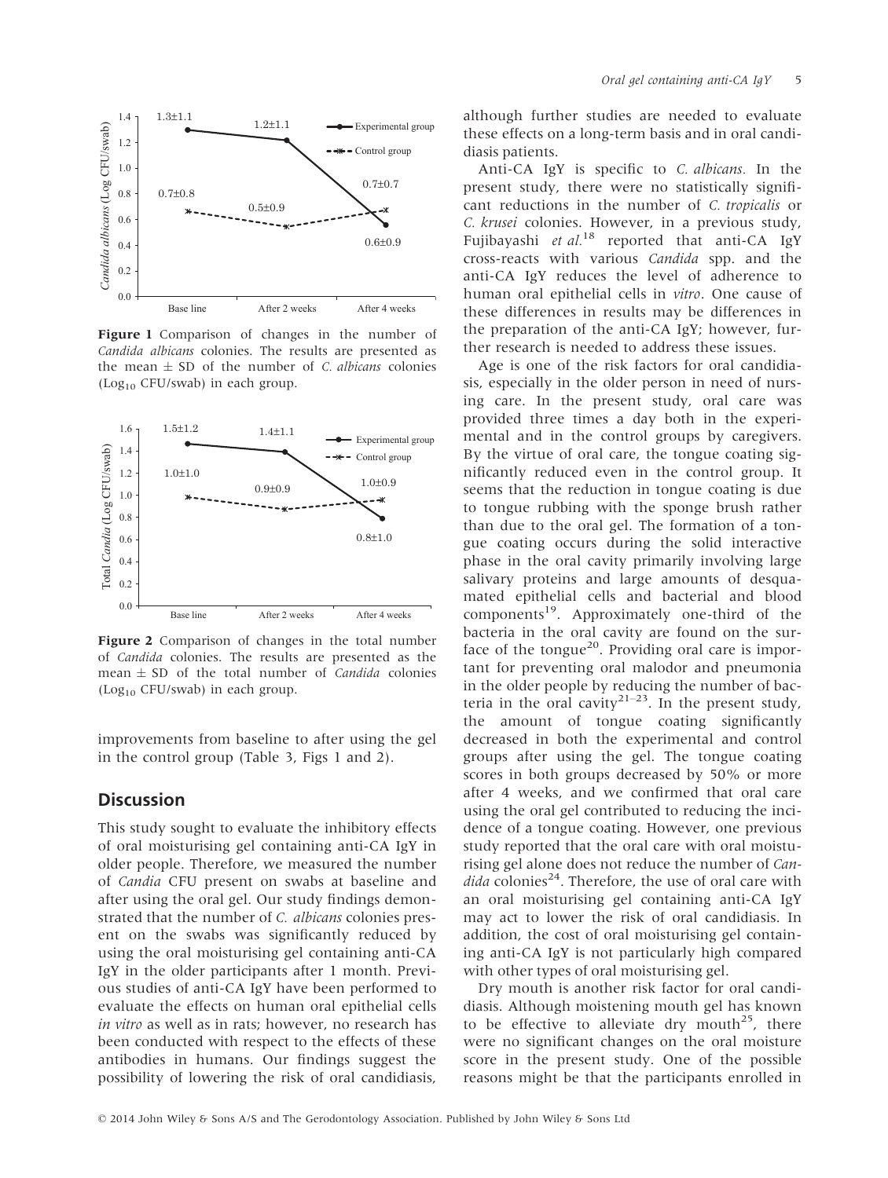Figure 1 Comparison of changes in the number of *Candida albicans* colonies. The results are presented as the mean ± SD of the number of *C. albicans* colonies ($Log_{10}$ CFU/swab) in each group.

Figure 2 Comparison of changes in the total number of *Candida* colonies. The results are presented as the mean ± SD of the total number of *Candida* colonies ($Log_{10}$ CFU/swab) in each group.

improvements from baseline to after using the gel in the control group (Table 3, Figs 1 and 2).

## Discussion

This study sought to evaluate the inhibitory effects of oral moisturising gel containing anti-CA IgY in older people. Therefore, we measured the number of *Candia* CFU present on swabs at baseline and after using the oral gel. Our study findings demonstrated that the number of *C. albicans* colonies present on the swabs was significantly reduced by using the oral moisturising gel containing anti-CA IgY in the older participants after 1 month. Previous studies of anti-CA IgY have been performed to evaluate the effects on human oral epithelial cells *in vitro* as well as in rats; however, no research has been conducted with respect to the effects of these antibodies in humans. Our findings suggest the possibility of lowering the risk of oral candidiasis, although further studies are needed to evaluate these effects on a long-term basis and in oral candidiasis patients.

Anti-CA IgY is specific to *C. albicans.* In the present study, there were no statistically significant reductions in the number of *C. tropicalis* or *C. krusei* colonies. However, in a previous study, Fujibayashi *et al.*[18] reported that anti-CA IgY cross-reacts with various *Candida* spp. and the anti-CA IgY reduces the level of adherence to human oral epithelial cells in *vitro*. One cause of these differences in results may be differences in the preparation of the anti-CA IgY; however, further research is needed to address these issues.

Age is one of the risk factors for oral candidiasis, especially in the older person in need of nursing care. In the present study, oral care was provided three times a day both in the experimental and in the control groups by caregivers. By the virtue of oral care, the tongue coating significantly reduced even in the control group. It seems that the reduction in tongue coating is due to tongue rubbing with the sponge brush rather than due to the oral gel. The formation of a tongue coating occurs during the solid interactive phase in the oral cavity primarily involving large salivary proteins and large amounts of desquamated epithelial cells and bacterial and blood components[19]. Approximately one-third of the bacteria in the oral cavity are found on the surface of the tongue[20]. Providing oral care is important for preventing oral malodor and pneumonia in the older people by reducing the number of bacteria in the oral cavity[21–23]. In the present study, the amount of tongue coating significantly decreased in both the experimental and control groups after using the gel. The tongue coating scores in both groups decreased by 50% or more after 4 weeks, and we confirmed that oral care using the oral gel contributed to reducing the incidence of a tongue coating. However, one previous study reported that the oral care with oral moisturising gel alone does not reduce the number of *Candida* colonies[24]. Therefore, the use of oral care with an oral moisturising gel containing anti-CA IgY may act to lower the risk of oral candidiasis. In addition, the cost of oral moisturising gel containing anti-CA IgY is not particularly high compared with other types of oral moisturising gel.

Dry mouth is another risk factor for oral candidiasis. Although moistening mouth gel has known to be effective to alleviate dry mouth[25], there were no significant changes on the oral moisture score in the present study. One of the possible reasons might be that the participants enrolled in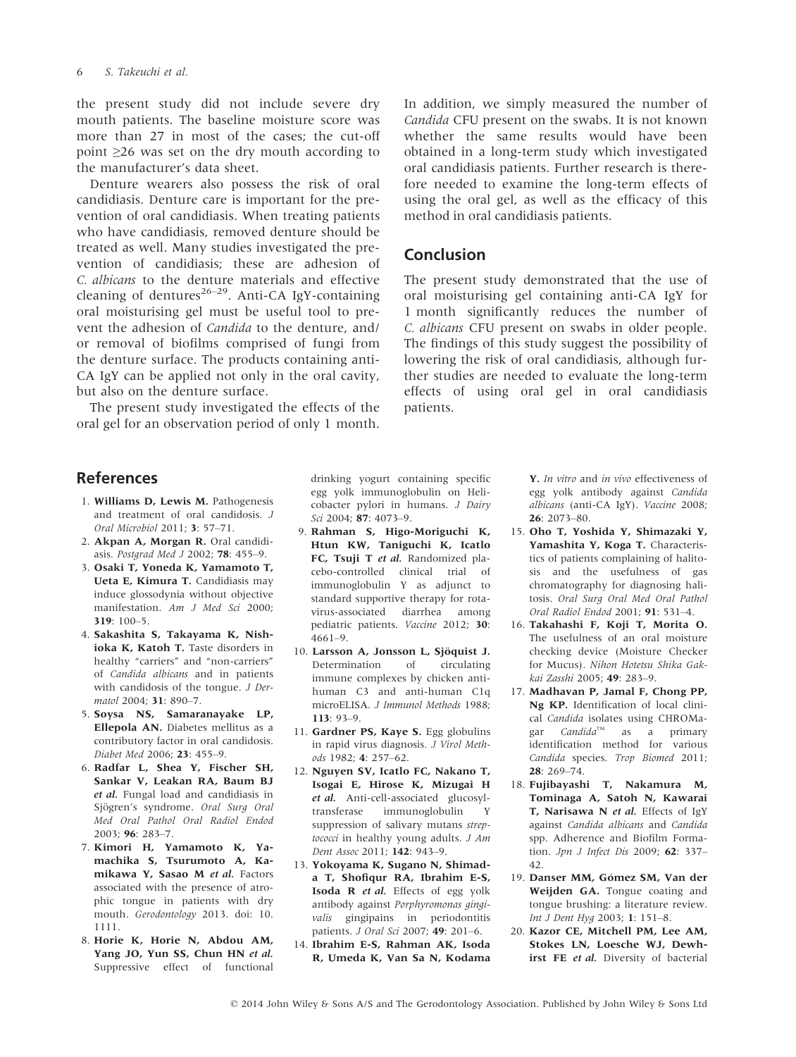the present study did not include severe dry mouth patients. The baseline moisture score was more than 27 in most of the cases; the cut-off point ≥26 was set on the dry mouth according to the manufacturer's data sheet.

Denture wearers also possess the risk of oral candidiasis. Denture care is important for the prevention of oral candidiasis. When treating patients who have candidiasis, removed denture should be treated as well. Many studies investigated the prevention of candidiasis; these are adhesion of *C. albicans* to the denture materials and effective cleaning of dentures[26–29]. Anti-CA IgY-containing oral moisturising gel must be useful tool to prevent the adhesion of *Candida* to the denture, and/or removal of biofilms comprised of fungi from the denture surface. The products containing anti-CA IgY can be applied not only in the oral cavity, but also on the denture surface.

The present study investigated the effects of the oral gel for an observation period of only 1 month. In addition, we simply measured the number of *Candida* CFU present on the swabs. It is not known whether the same results would have been obtained in a long-term study which investigated oral candidiasis patients. Further research is therefore needed to examine the long-term effects of using the oral gel, as well as the efficacy of this method in oral candidiasis patients.

## Conclusion

The present study demonstrated that the use of oral moisturising gel containing anti-CA IgY for 1 month significantly reduces the number of *C. albicans* CFU present on swabs in older people. The findings of this study suggest the possibility of lowering the risk of oral candidiasis, although further studies are needed to evaluate the long-term effects of using oral gel in oral candidiasis patients.

## References

1. **Williams D, Lewis M.** Pathogenesis and treatment of oral candidosis. *J Oral Microbiol* 2011; **3**: 57–71.
2. **Akpan A, Morgan R.** Oral candidiasis. *Postgrad Med J* 2002; **78**: 455–9.
3. **Osaki T, Yoneda K, Yamamoto T, Ueta E, Kimura T.** Candidiasis may induce glossodynia without objective manifestation. *Am J Med Sci* 2000; **319**: 100–5.
4. **Sakashita S, Takayama K, Nishioka K, Katoh T.** Taste disorders in healthy "carriers" and "non-carriers" of *Candida albicans* and in patients with candidosis of the tongue. *J Dermatol* 2004; **31**: 890–7.
5. **Soysa NS, Samaranayake LP, Ellepola AN.** Diabetes mellitus as a contributory factor in oral candidosis. *Diabet Med* 2006; **23**: 455–9.
6. **Radfar L, Shea Y, Fischer SH, Sankar V, Leakan RA, Baum BJ *et al.*** Fungal load and candidiasis in Sjögren's syndrome. *Oral Surg Oral Med Oral Pathol Oral Radiol Endod* 2003; **96**: 283–7.
7. **Kimori H, Yamamoto K, Yamachika S, Tsurumoto A, Kamikawa Y, Sasao M *et al.*** Factors associated with the presence of atrophic tongue in patients with dry mouth. *Gerodontology* 2013. doi: 10.1111.
8. **Horie K, Horie N, Abdou AM, Yang JO, Yun SS, Chun HN *et al.*** Suppressive effect of functional drinking yogurt containing specific egg yolk immunoglobulin on Helicobacter pylori in humans. *J Dairy Sci* 2004; **87**: 4073–9.
9. **Rahman S, Higo-Moriguchi K, Htun KW, Taniguchi K, Icatlo FC, Tsuji T *et al.*** Randomized placebo-controlled clinical trial of immunoglobulin Y as adjunct to standard supportive therapy for rotavirus-associated diarrhea among pediatric patients. *Vaccine* 2012; **30**: 4661–9.
10. **Larsson A, Jonsson L, Sjöquist J.** Determination of circulating immune complexes by chicken anti-human C3 and anti-human C1q microELISA. *J Immunol Methods* 1988; **113**: 93–9.
11. **Gardner PS, Kaye S.** Egg globulins in rapid virus diagnosis. *J Virol Methods* 1982; **4**: 257–62.
12. **Nguyen SV, Icatlo FC, Nakano T, Isogai E, Hirose K, Mizugai H *et al.*** Anti-cell-associated glucosyltransferase immunoglobulin Y suppression of salivary mutans *streptococci* in healthy young adults. *J Am Dent Assoc* 2011; **142**: 943–9.
13. **Yokoyama K, Sugano N, Shimada T, Shofiqur RA, Ibrahim E-S, Isoda R *et al.*** Effects of egg yolk antibody against *Porphyromonas gingivalis* gingipains in periodontitis patients. *J Oral Sci* 2007; **49**: 201–6.
14. **Ibrahim E-S, Rahman AK, Isoda R, Umeda K, Van Sa N, Kodama Y.** *In vitro* and *in vivo* effectiveness of egg yolk antibody against *Candida albicans* (anti-CA IgY). *Vaccine* 2008; **26**: 2073–80.
15. **Oho T, Yoshida Y, Shimazaki Y, Yamashita Y, Koga T.** Characteristics of patients complaining of halitosis and the usefulness of gas chromatography for diagnosing halitosis. *Oral Surg Oral Med Oral Pathol Oral Radiol Endod* 2001; **91**: 531–4.
16. **Takahashi F, Koji T, Morita O.** The usefulness of an oral moisture checking device (Moisture Checker for Mucus). *Nihon Hotetsu Shika Gakkai Zasshi* 2005; **49**: 283–9.
17. **Madhavan P, Jamal F, Chong PP, Ng KP.** Identification of local clinical *Candida* isolates using CHROMagar *Candida*™ as a primary identification method for various *Candida* species. *Trop Biomed* 2011; **28**: 269–74.
18. **Fujibayashi T, Nakamura M, Tominaga A, Satoh N, Kawarai T, Narisawa N *et al.*** Effects of IgY against *Candida albicans* and *Candida* spp. Adherence and Biofilm Formation. *Jpn J Infect Dis* 2009; **62**: 337–42.
19. **Danser MM, Gómez SM, Van der Weijden GA.** Tongue coating and tongue brushing: a literature review. *Int J Dent Hyg* 2003; **1**: 151–8.
20. **Kazor CE, Mitchell PM, Lee AM, Stokes LN, Loesche WJ, Dewhirst FE *et al.*** Diversity of bacterial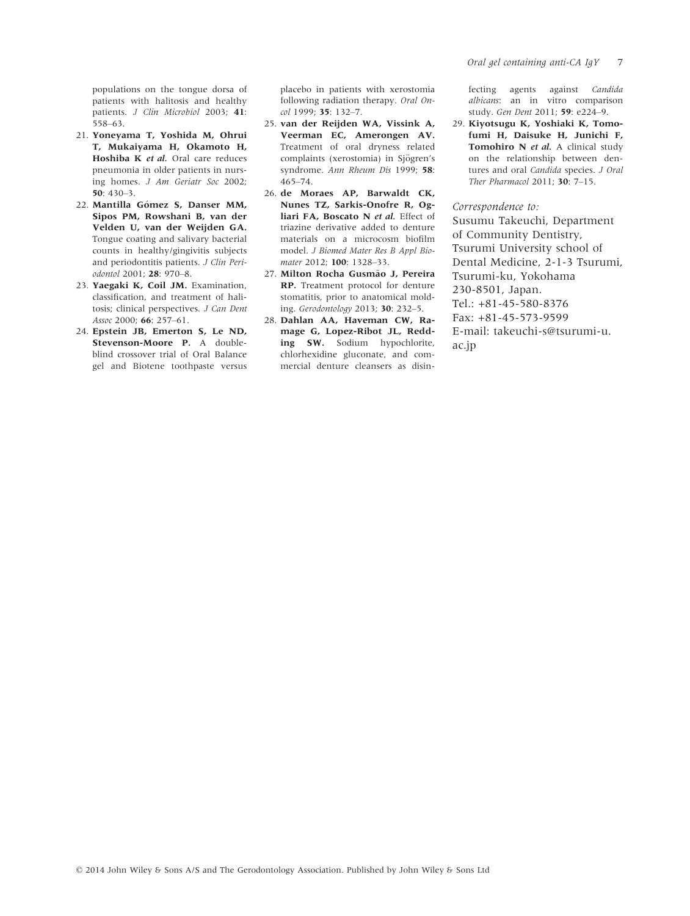populations on the tongue dorsa of patients with halitosis and healthy patients. *J Clin Microbiol* 2003; **41**: 558–63.

21. **Yoneyama T, Yoshida M, Ohrui T, Mukaiyama H, Okamoto H, Hoshiba K *et al*.** Oral care reduces pneumonia in older patients in nursing homes. *J Am Geriatr Soc* 2002; **50**: 430–3.
22. **Mantilla Gómez S, Danser MM, Sipos PM, Rowshani B, van der Velden U, van der Weijden GA.** Tongue coating and salivary bacterial counts in healthy/gingivitis subjects and periodontitis patients. *J Clin Periodontol* 2001; **28**: 970–8.
23. **Yaegaki K, Coil JM.** Examination, classification, and treatment of halitosis; clinical perspectives. *J Can Dent Assoc* 2000; **66**: 257–61.
24. **Epstein JB, Emerton S, Le ND, Stevenson-Moore P.** A double-blind crossover trial of Oral Balance gel and Biotene toothpaste versus placebo in patients with xerostomia following radiation therapy. *Oral Oncol* 1999; **35**: 132–7.
25. **van der Reijden WA, Vissink A, Veerman EC, Amerongen AV.** Treatment of oral dryness related complaints (xerostomia) in Sjögren's syndrome. *Ann Rheum Dis* 1999; **58**: 465–74.
26. **de Moraes AP, Barwaldt CK, Nunes TZ, Sarkis-Onofre R, Ogliari FA, Boscato N *et al*.** Effect of triazine derivative added to denture materials on a microcosm biofilm model. *J Biomed Mater Res B Appl Biomater* 2012; **100**: 1328–33.
27. **Milton Rocha Gusmão J, Pereira RP.** Treatment protocol for denture stomatitis, prior to anatomical molding. *Gerodontology* 2013; **30**: 232–5.
28. **Dahlan AA, Haveman CW, Ramage G, Lopez-Ribot JL, Redding SW.** Sodium hypochlorite, chlorhexidine gluconate, and commercial denture cleansers as disinfecting agents against *Candida albicans*: an in vitro comparison study. *Gen Dent* 2011; **59**: e224–9.
29. **Kiyotsugu K, Yoshiaki K, Tomofumi H, Daisuke H, Junichi F, Tomohiro N *et al*.** A clinical study on the relationship between dentures and oral *Candida* species. *J Oral Ther Pharmacol* 2011; **30**: 7–15.

*Correspondence to:*

Susumu Takeuchi, Department of Community Dentistry, Tsurumi University school of Dental Medicine, 2-1-3 Tsurumi, Tsurumi-ku, Yokohama 230-8501, Japan.
Tel.: +81-45-580-8376
Fax: +81-45-573-9599
E-mail: takeuchi-s@tsurumi-u.ac.jp

© 2014 John Wiley & Sons A/S and The Gerodontology Association. Published by John Wiley & Sons Ltd